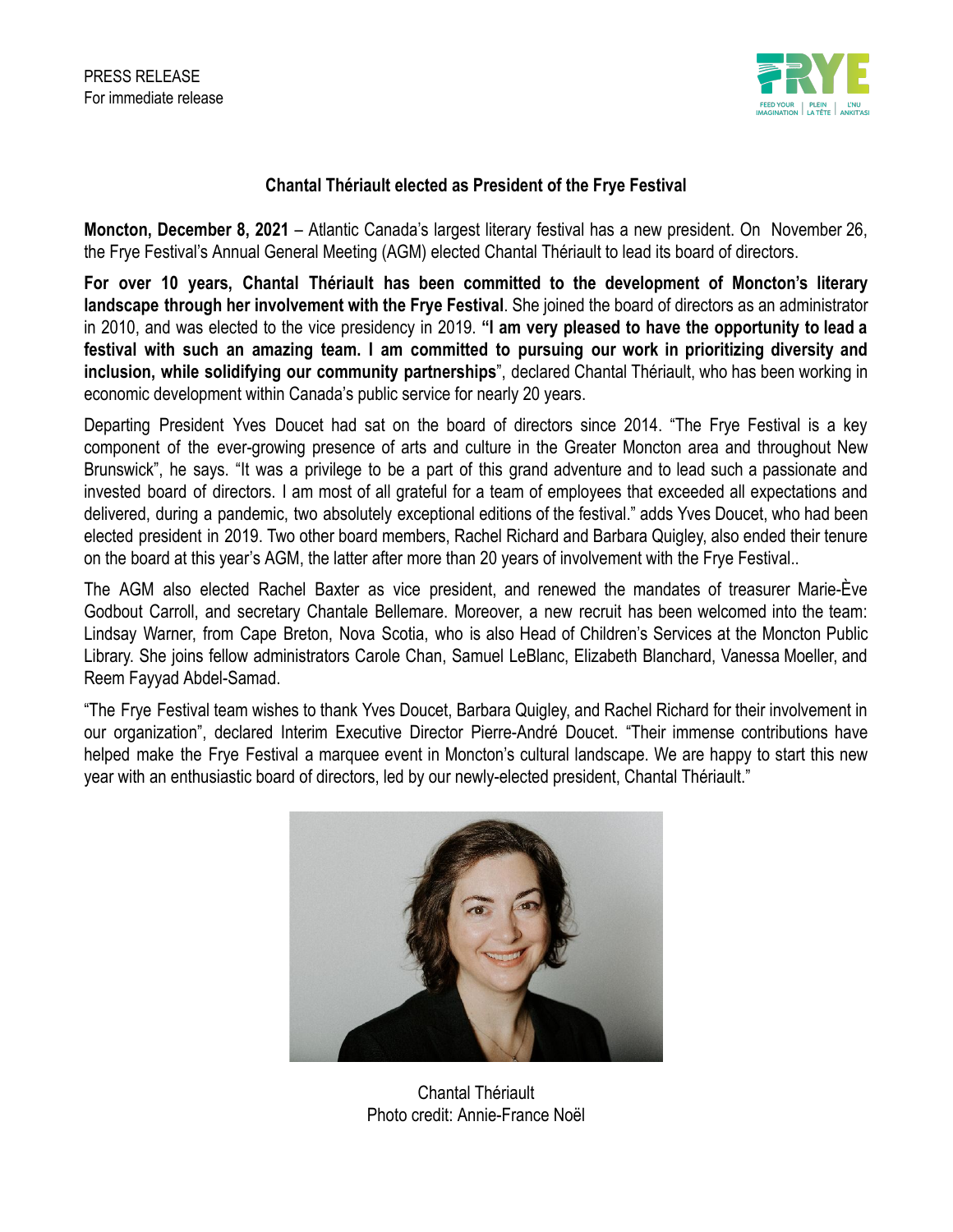PRESS RELEASE
For immediate release

FRYE
FEED YOUR IMAGINATION | PLEIN LA TÊTE | L'NU ANKITA'SI

## Chantal Thériault elected as President of the Frye Festival

**Moncton, December 8, 2021** – Atlantic Canada's largest literary festival has a new president. On November 26, the Frye Festival's Annual General Meeting (AGM) elected Chantal Thériault to lead its board of directors.

**For over 10 years, Chantal Thériault has been committed to the development of Moncton's literary landscape through her involvement with the Frye Festival**. She joined the board of directors as an administrator in 2010, and was elected to the vice presidency in 2019. **"I am very pleased to have the opportunity to lead a festival with such an amazing team. I am committed to pursuing our work in prioritizing diversity and inclusion, while solidifying our community partnerships**", declared Chantal Thériault, who has been working in economic development within Canada's public service for nearly 20 years.

Departing President Yves Doucet had sat on the board of directors since 2014. "The Frye Festival is a key component of the ever-growing presence of arts and culture in the Greater Moncton area and throughout New Brunswick", he says. "It was a privilege to be a part of this grand adventure and to lead such a passionate and invested board of directors. I am most of all grateful for a team of employees that exceeded all expectations and delivered, during a pandemic, two absolutely exceptional editions of the festival." adds Yves Doucet, who had been elected president in 2019. Two other board members, Rachel Richard and Barbara Quigley, also ended their tenure on the board at this year's AGM, the latter after more than 20 years of involvement with the Frye Festival..

The AGM also elected Rachel Baxter as vice president, and renewed the mandates of treasurer Marie-Ève Godbout Carroll, and secretary Chantale Bellemare. Moreover, a new recruit has been welcomed into the team: Lindsay Warner, from Cape Breton, Nova Scotia, who is also Head of Children's Services at the Moncton Public Library. She joins fellow administrators Carole Chan, Samuel LeBlanc, Elizabeth Blanchard, Vanessa Moeller, and Reem Fayyad Abdel-Samad.

"The Frye Festival team wishes to thank Yves Doucet, Barbara Quigley, and Rachel Richard for their involvement in our organization", declared Interim Executive Director Pierre-André Doucet. "Their immense contributions have helped make the Frye Festival a marquee event in Moncton's cultural landscape. We are happy to start this new year with an enthusiastic board of directors, led by our newly-elected president, Chantal Thériault."

Chantal Thériault
Photo credit: Annie-France Noël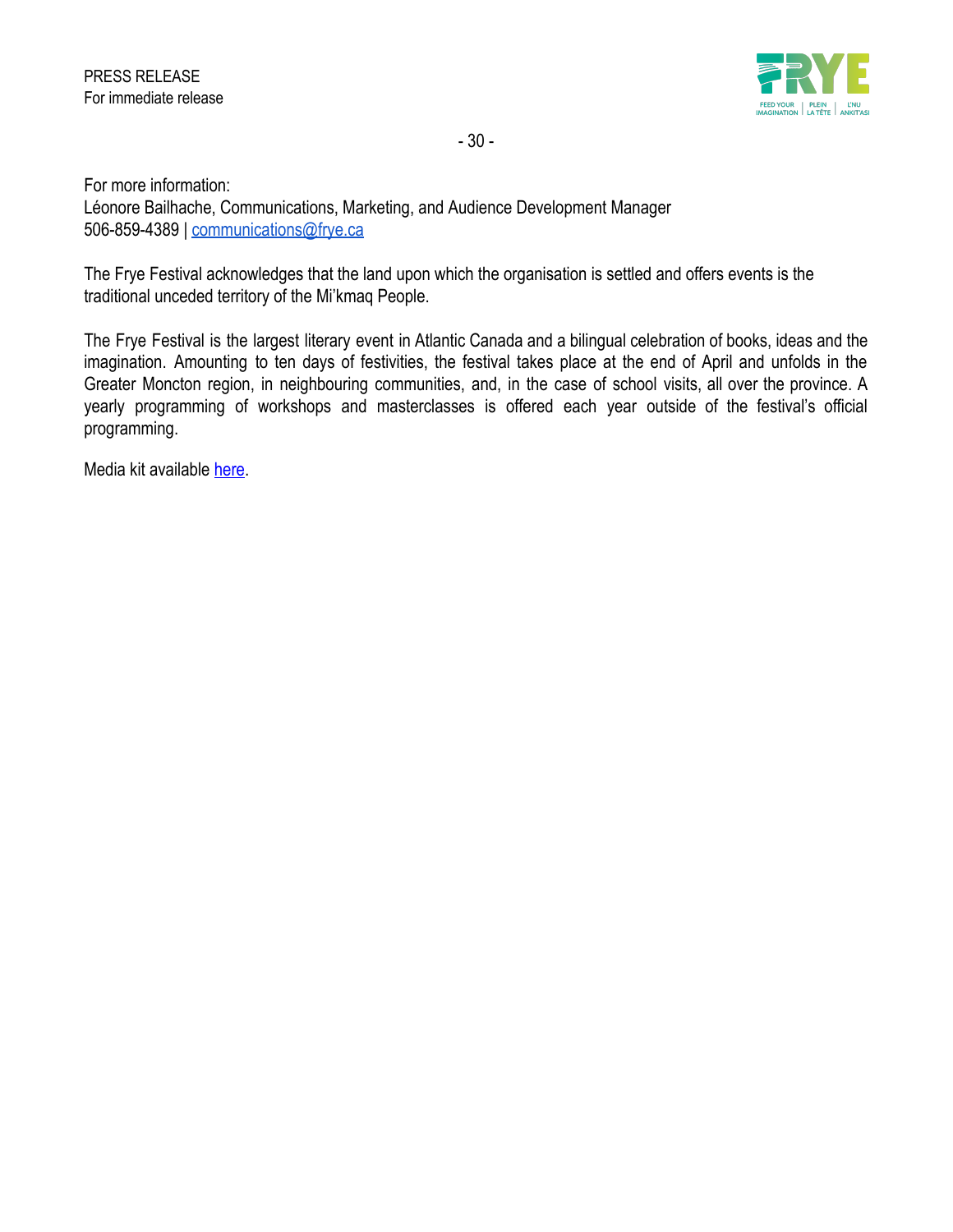- 30 -

For more information:  
Léonore Bailhache, Communications, Marketing, and Audience Development Manager  
506-859-4389 | [communications@frye.ca](mailto:communications@frye.ca)

The Frye Festival acknowledges that the land upon which the organisation is settled and offers events is the traditional unceded territory of the Mi'kmaq People.

The Frye Festival is the largest literary event in Atlantic Canada and a bilingual celebration of books, ideas and the imagination. Amounting to ten days of festivities, the festival takes place at the end of April and unfolds in the Greater Moncton region, in neighbouring communities, and, in the case of school visits, all over the province. A yearly programming of workshops and masterclasses is offered each year outside of the festival's official programming.

Media kit available here.